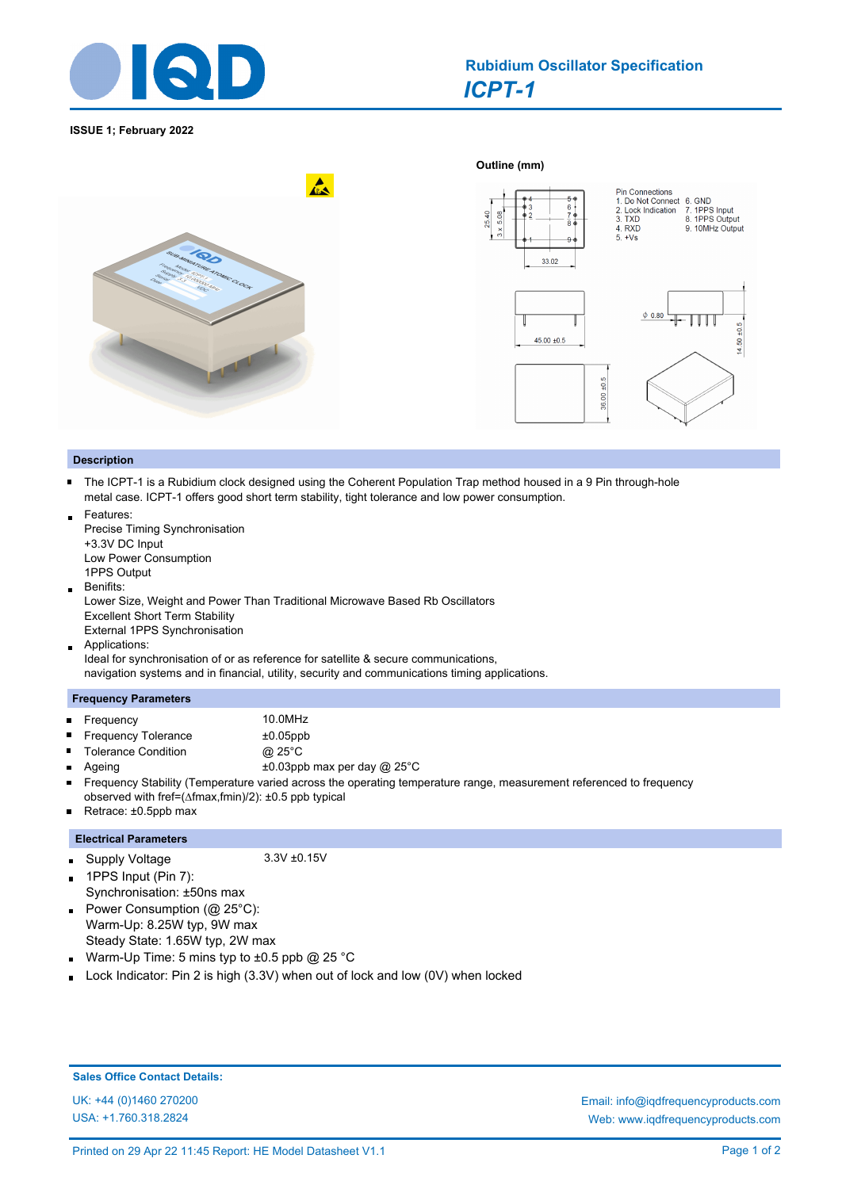# Rubidium Oscillator Specification

## *ICPT-1*

**ISSUE 1; February 2022**

**Outline (mm)**

Pin Connections
1. Do Not Connect
2. Lock Indication
3. TXD
4. RXD
5. +Vs
6. GND
7. 1PPS Input
8. 1PPS Output
9. 10MHz Output

### Description

- The ICPT-1 is a Rubidium clock designed using the Coherent Population Trap method housed in a 9 Pin through-hole metal case. ICPT-1 offers good short term stability, tight tolerance and low power consumption.
- Features:
  Precise Timing Synchronisation
  +3.3V DC Input
  Low Power Consumption
  1PPS Output
- Benifits:
  Lower Size, Weight and Power Than Traditional Microwave Based Rb Oscillators
  Excellent Short Term Stability
  External 1PPS Synchronisation
- Applications:
  Ideal for synchronisation of or as reference for satellite & secure communications,
  navigation systems and in financial, utility, security and communications timing applications.

### Frequency Parameters

- Frequency: 10.0MHz
- Frequency Tolerance: ±0.05ppb
- Tolerance Condition: @ 25°C
- Ageing: ±0.03ppb max per day @ 25°C
- Frequency Stability (Temperature varied across the operating temperature range, measurement referenced to frequency observed with fref=(∆fmax,fmin)/2): ±0.5 ppb typical
- Retrace: ±0.5ppb max

### Electrical Parameters

- Supply Voltage: 3.3V ±0.15V
- 1PPS Input (Pin 7):
  Synchronisation: ±50ns max
- Power Consumption (@ 25°C):
  Warm-Up: 8.25W typ, 9W max
  Steady State: 1.65W typ, 2W max
- Warm-Up Time: 5 mins typ to ±0.5 ppb @ 25 °C
- Lock Indicator: Pin 2 is high (3.3V) when out of lock and low (0V) when locked

**Sales Office Contact Details:**

UK: +44 (0)1460 270200
USA: +1.760.318.2824

Email: info@iqdfrequencyproducts.com
Web: www.iqdfrequencyproducts.com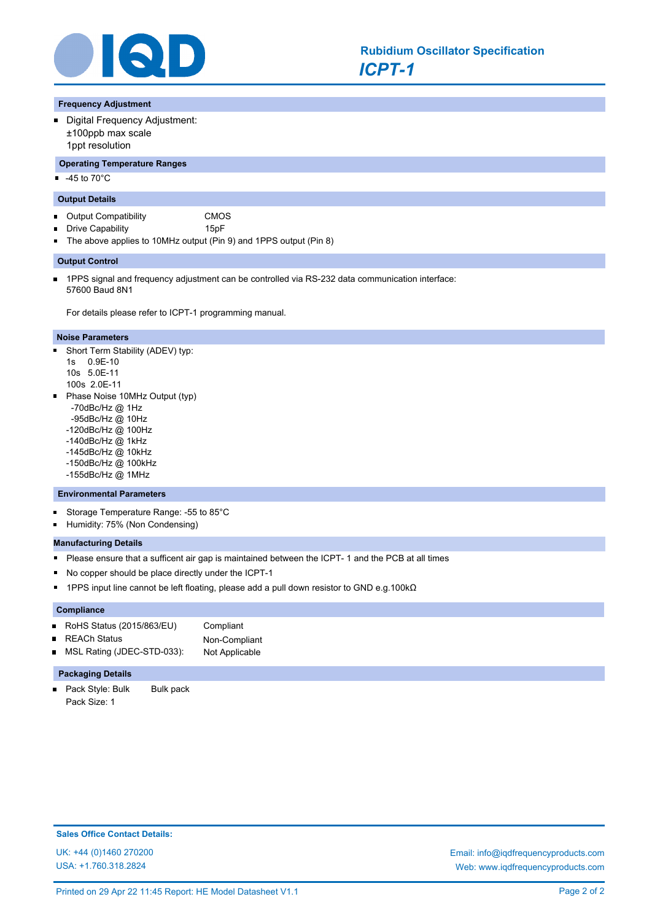## Frequency Adjustment

- Digital Frequency Adjustment:
  ±100ppb max scale
  1ppt resolution

## Operating Temperature Ranges

- -45 to 70°C

## Output Details

| | |
|---|---|
| Output Compatibility | CMOS |
| Drive Capability | 15pF |

- The above applies to 10MHz output (Pin 9) and 1PPS output (Pin 8)

## Output Control

- 1PPS signal and frequency adjustment can be controlled via RS-232 data communication interface:
  57600 Baud 8N1

  For details please refer to ICPT-1 programming manual.

## Noise Parameters

- Short Term Stability (ADEV) typ:
  1s 0.9E-10
  10s 5.0E-11
  100s 2.0E-11
- Phase Noise 10MHz Output (typ)
  -70dBc/Hz @ 1Hz
  -95dBc/Hz @ 10Hz
  -120dBc/Hz @ 100Hz
  -140dBc/Hz @ 1kHz
  -145dBc/Hz @ 10kHz
  -150dBc/Hz @ 100kHz
  -155dBc/Hz @ 1MHz

## Environmental Parameters

- Storage Temperature Range: -55 to 85°C
- Humidity: 75% (Non Condensing)

## Manufacturing Details

- Please ensure that a sufficent air gap is maintained between the ICPT- 1 and the PCB at all times
- No copper should be place directly under the ICPT-1
- 1PPS input line cannot be left floating, please add a pull down resistor to GND e.g.100kΩ

## Compliance

| | |
|---|---|
| RoHS Status (2015/863/EU) | Compliant |
| REACh Status | Non-Compliant |
| MSL Rating (JDEC-STD-033): | Not Applicable |

## Packaging Details

- Pack Style: Bulk    Bulk pack
  Pack Size: 1

**Sales Office Contact Details:**

UK: +44 (0)1460 270200
USA: +1.760.318.2824

Email: info@iqdfrequencyproducts.com
Web: www.iqdfrequencyproducts.com